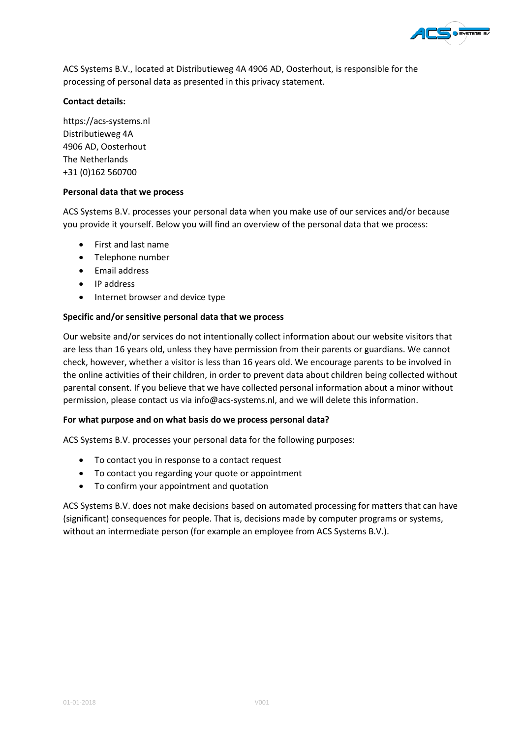ACS Systems B.V., located at Distributieweg 4A 4906 AD, Oosterhout, is responsible for the processing of personal data as presented in this privacy statement.

**Contact details:**

https://acs-systems.nl
Distributieweg 4A
4906 AD, Oosterhout
The Netherlands
+31 (0)162 560700

**Personal data that we process**

ACS Systems B.V. processes your personal data when you make use of our services and/or because you provide it yourself. Below you will find an overview of the personal data that we process:

- First and last name
- Telephone number
- Email address
- IP address
- Internet browser and device type

**Specific and/or sensitive personal data that we process**

Our website and/or services do not intentionally collect information about our website visitors that are less than 16 years old, unless they have permission from their parents or guardians. We cannot check, however, whether a visitor is less than 16 years old. We encourage parents to be involved in the online activities of their children, in order to prevent data about children being collected without parental consent. If you believe that we have collected personal information about a minor without permission, please contact us via info@acs-systems.nl, and we will delete this information.

**For what purpose and on what basis do we process personal data?**

ACS Systems B.V. processes your personal data for the following purposes:

- To contact you in response to a contact request
- To contact you regarding your quote or appointment
- To confirm your appointment and quotation

ACS Systems B.V. does not make decisions based on automated processing for matters that can have (significant) consequences for people. That is, decisions made by computer programs or systems, without an intermediate person (for example an employee from ACS Systems B.V.).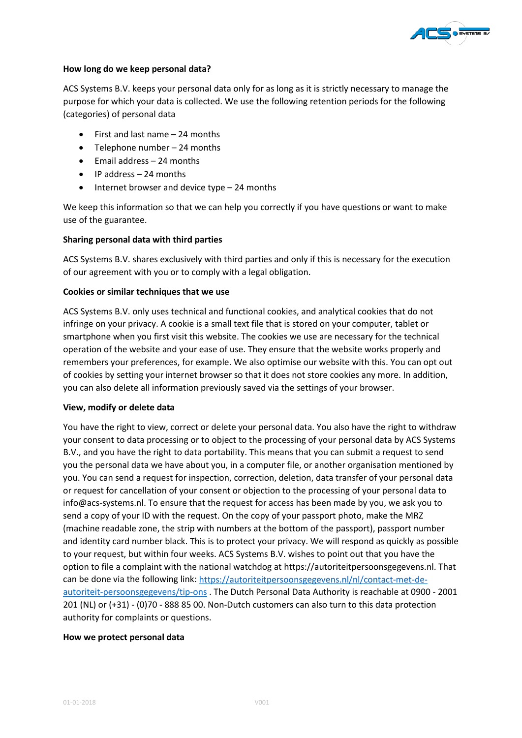**How long do we keep personal data?**

ACS Systems B.V. keeps your personal data only for as long as it is strictly necessary to manage the purpose for which your data is collected. We use the following retention periods for the following (categories) of personal data

- First and last name – 24 months
- Telephone number – 24 months
- Email address – 24 months
- IP address – 24 months
- Internet browser and device type – 24 months

We keep this information so that we can help you correctly if you have questions or want to make use of the guarantee.

**Sharing personal data with third parties**

ACS Systems B.V. shares exclusively with third parties and only if this is necessary for the execution of our agreement with you or to comply with a legal obligation.

**Cookies or similar techniques that we use**

ACS Systems B.V. only uses technical and functional cookies, and analytical cookies that do not infringe on your privacy. A cookie is a small text file that is stored on your computer, tablet or smartphone when you first visit this website. The cookies we use are necessary for the technical operation of the website and your ease of use. They ensure that the website works properly and remembers your preferences, for example. We also optimise our website with this. You can opt out of cookies by setting your internet browser so that it does not store cookies any more. In addition, you can also delete all information previously saved via the settings of your browser.

**View, modify or delete data**

You have the right to view, correct or delete your personal data. You also have the right to withdraw your consent to data processing or to object to the processing of your personal data by ACS Systems B.V., and you have the right to data portability. This means that you can submit a request to send you the personal data we have about you, in a computer file, or another organisation mentioned by you. You can send a request for inspection, correction, deletion, data transfer of your personal data or request for cancellation of your consent or objection to the processing of your personal data to info@acs-systems.nl. To ensure that the request for access has been made by you, we ask you to send a copy of your ID with the request. On the copy of your passport photo, make the MRZ (machine readable zone, the strip with numbers at the bottom of the passport), passport number and identity card number black. This is to protect your privacy. We will respond as quickly as possible to your request, but within four weeks. ACS Systems B.V. wishes to point out that you have the option to file a complaint with the national watchdog at https://autoriteitpersoonsgegevens.nl. That can be done via the following link: [https://autoriteitpersoonsgegevens.nl/nl/contact-met-de-autoriteit-persoonsgegevens/tip-ons](https://autoriteitpersoonsgegevens.nl/nl/contact-met-de-autoriteit-persoonsgegevens/tip-ons) . The Dutch Personal Data Authority is reachable at 0900 - 2001 201 (NL) or (+31) - (0)70 - 888 85 00. Non-Dutch customers can also turn to this data protection authority for complaints or questions.

**How we protect personal data**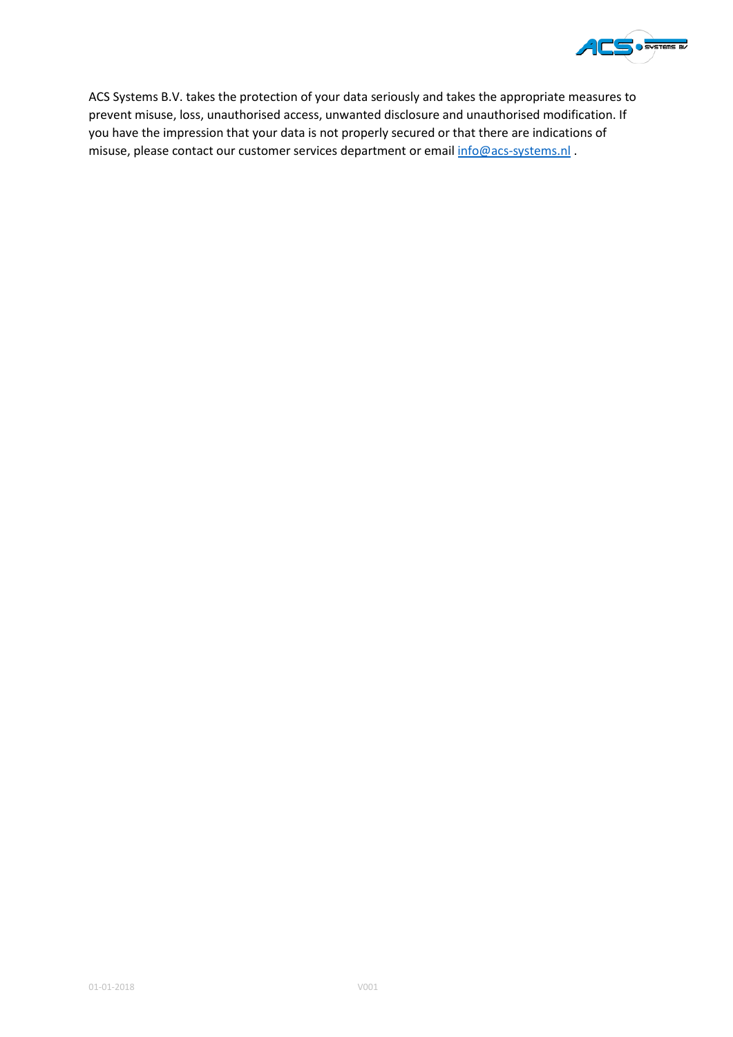ACS Systems B.V. takes the protection of your data seriously and takes the appropriate measures to prevent misuse, loss, unauthorised access, unwanted disclosure and unauthorised modification. If you have the impression that your data is not properly secured or that there are indications of misuse, please contact our customer services department or email info@acs-systems.nl .